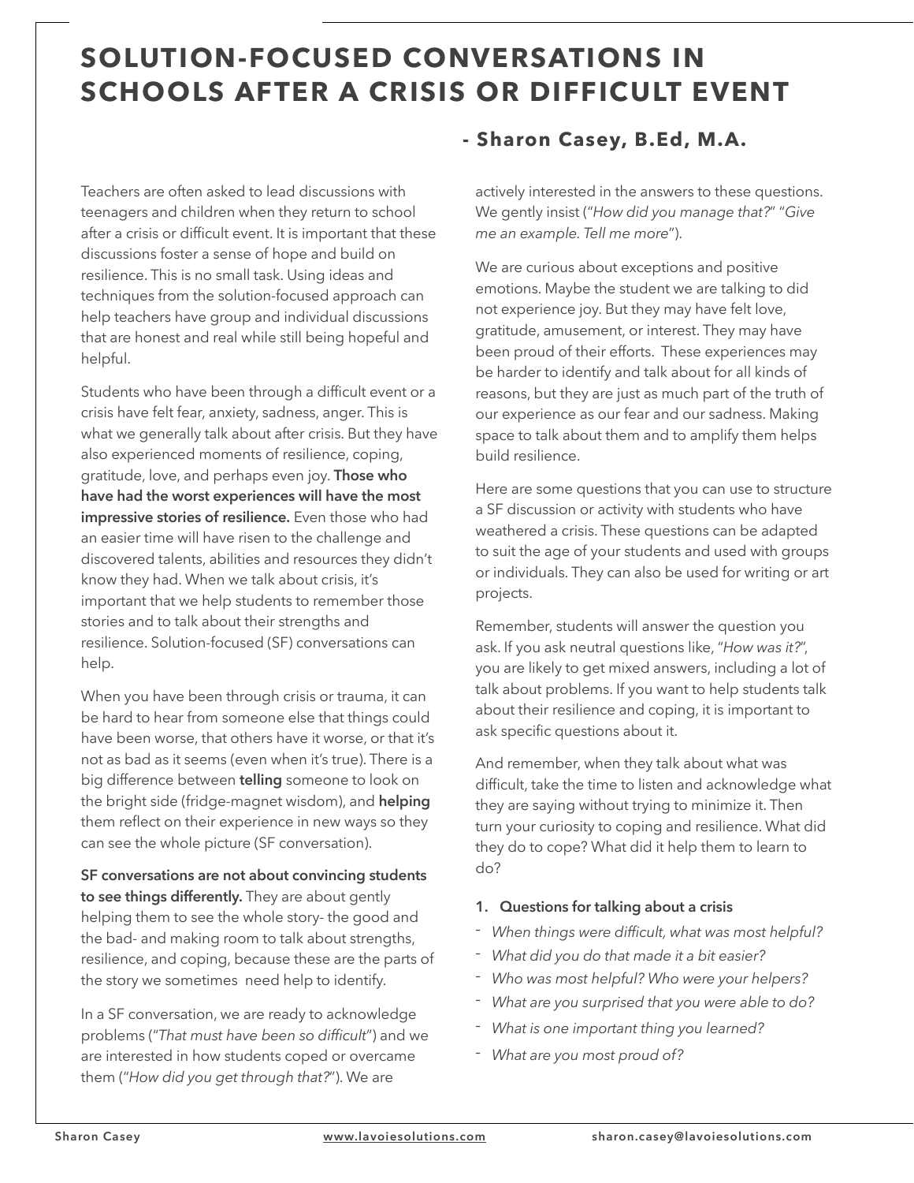# SOLUTION-FOCUSED CONVERSATIONS IN SCHOOLS AFTER A CRISIS OR DIFFICULT EVENT

**- Sharon Casey, B.Ed, M.A.**

Teachers are often asked to lead discussions with teenagers and children when they return to school after a crisis or difficult event. It is important that these discussions foster a sense of hope and build on resilience. This is no small task. Using ideas and techniques from the solution-focused approach can help teachers have group and individual discussions that are honest and real while still being hopeful and helpful.

Students who have been through a difficult event or a crisis have felt fear, anxiety, sadness, anger. This is what we generally talk about after crisis. But they have also experienced moments of resilience, coping, gratitude, love, and perhaps even joy. **Those who have had the worst experiences will have the most impressive stories of resilience.** Even those who had an easier time will have risen to the challenge and discovered talents, abilities and resources they didn't know they had. When we talk about crisis, it's important that we help students to remember those stories and to talk about their strengths and resilience. Solution-focused (SF) conversations can help.

When you have been through crisis or trauma, it can be hard to hear from someone else that things could have been worse, that others have it worse, or that it's not as bad as it seems (even when it's true). There is a big difference between **telling** someone to look on the bright side (fridge-magnet wisdom), and **helping** them reflect on their experience in new ways so they can see the whole picture (SF conversation).

**SF conversations are not about convincing students to see things differently.** They are about gently helping them to see the whole story- the good and the bad- and making room to talk about strengths, resilience, and coping, because these are the parts of the story we sometimes need help to identify.

In a SF conversation, we are ready to acknowledge problems ("*That must have been so difficult*") and we are interested in how students coped or overcame them ("*How did you get through that?*"). We are actively interested in the answers to these questions. We gently insist ("*How did you manage that?*" "*Give me an example. Tell me more*").

We are curious about exceptions and positive emotions. Maybe the student we are talking to did not experience joy. But they may have felt love, gratitude, amusement, or interest. They may have been proud of their efforts. These experiences may be harder to identify and talk about for all kinds of reasons, but they are just as much part of the truth of our experience as our fear and our sadness. Making space to talk about them and to amplify them helps build resilience.

Here are some questions that you can use to structure a SF discussion or activity with students who have weathered a crisis. These questions can be adapted to suit the age of your students and used with groups or individuals. They can also be used for writing or art projects.

Remember, students will answer the question you ask. If you ask neutral questions like, "*How was it?*", you are likely to get mixed answers, including a lot of talk about problems. If you want to help students talk about their resilience and coping, it is important to ask specific questions about it.

And remember, when they talk about what was difficult, take the time to listen and acknowledge what they are saying without trying to minimize it. Then turn your curiosity to coping and resilience. What did they do to cope? What did it help them to learn to do?

**1. Questions for talking about a crisis**

- *When things were difficult, what was most helpful?*
- *What did you do that made it a bit easier?*
- *Who was most helpful? Who were your helpers?*
- *What are you surprised that you were able to do?*
- *What is one important thing you learned?*
- *What are you most proud of?*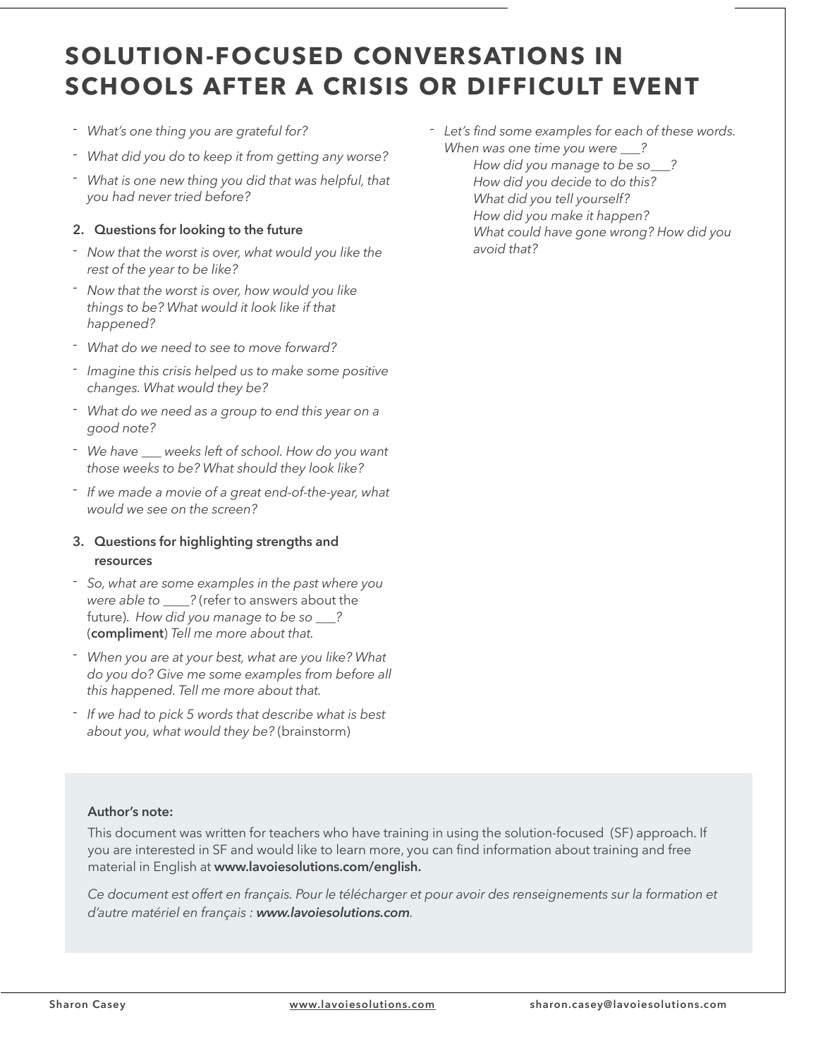# SOLUTION-FOCUSED CONVERSATIONS IN SCHOOLS AFTER A CRISIS OR DIFFICULT EVENT

- *What's one thing you are grateful for?*
- *What did you do to keep it from getting any worse?*
- *What is one new thing you did that was helpful, that you had never tried before?*

### 2. Questions for looking to the future

- *Now that the worst is over, what would you like the rest of the year to be like?*
- *Now that the worst is over, how would you like things to be? What would it look like if that happened?*
- *What do we need to see to move forward?*
- *Imagine this crisis helped us to make some positive changes. What would they be?*
- *What do we need as a group to end this year on a good note?*
- *We have ___ weeks left of school. How do you want those weeks to be? What should they look like?*
- *If we made a movie of a great end-of-the-year, what would we see on the screen?*

### 3. Questions for highlighting strengths and resources

- *So, what are some examples in the past where you were able to ____?* (refer to answers about the future). *How did you manage to be so ___?* (**compliment**) *Tell me more about that.*
- *When you are at your best, what are you like? What do you do? Give me some examples from before all this happened. Tell me more about that.*
- *If we had to pick 5 words that describe what is best about you, what would they be?* (brainstorm)
- *Let's find some examples for each of these words. When was one time you were ___?*
    - *How did you manage to be so___?*
    - *How did you decide to do this?*
    - *What did you tell yourself?*
    - *How did you make it happen?*
    - *What could have gone wrong? How did you avoid that?*

**Author's note:**

This document was written for teachers who have training in using the solution-focused (SF) approach. If you are interested in SF and would like to learn more, you can find information about training and free material in English at **www.lavoiesolutions.com/english.**

*Ce document est offert en français. Pour le télécharger et pour avoir des renseignements sur la formation et d'autre matériel en français : **www.lavoiesolutions.com**.*